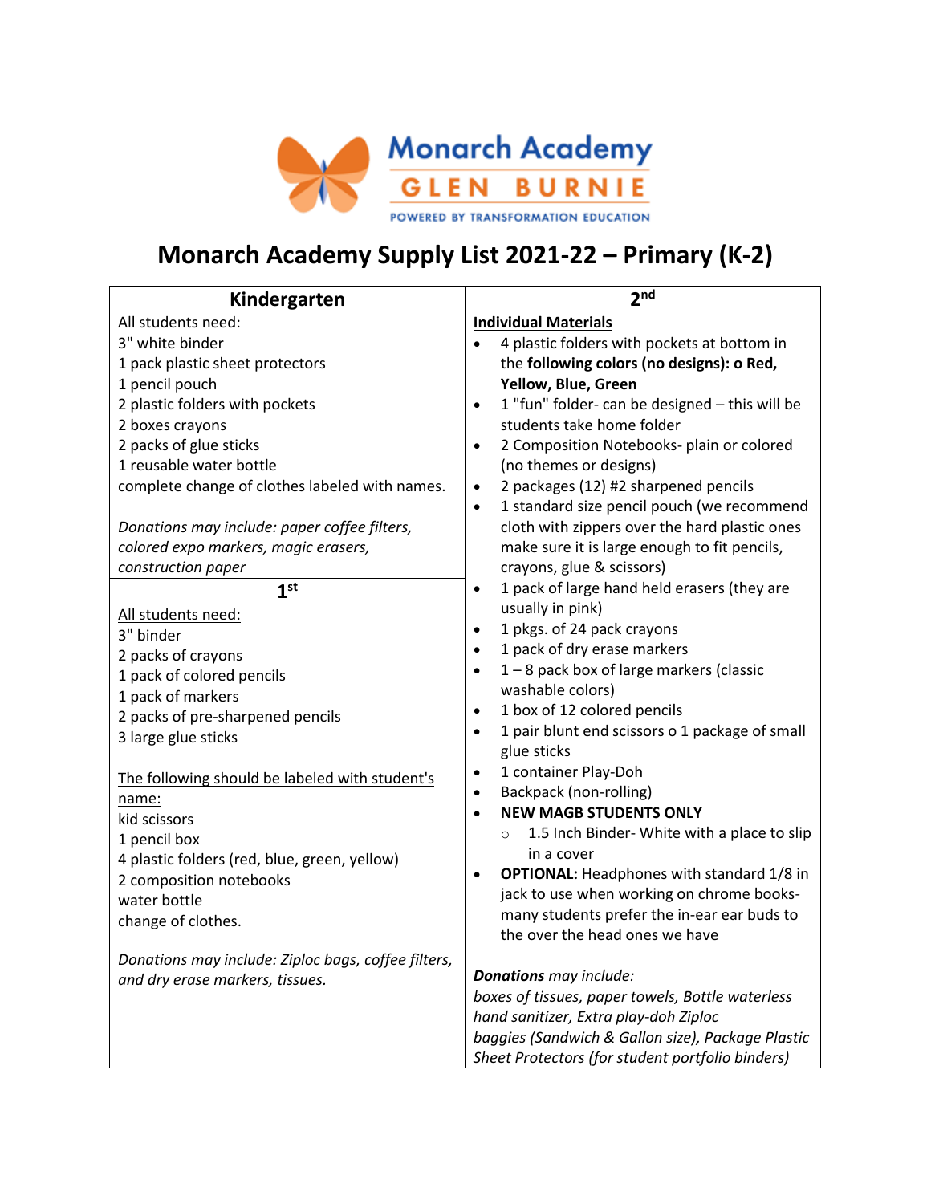Monarch Academy
GLEN BURNIE
POWERED BY TRANSFORMATION EDUCATION

# Monarch Academy Supply List 2021-22 – Primary (K-2)

## Kindergarten

All students need:
3" white binder
1 pack plastic sheet protectors
1 pencil pouch
2 plastic folders with pockets
2 boxes crayons
2 packs of glue sticks
1 reusable water bottle
complete change of clothes labeled with names.

*Donations may include: paper coffee filters, colored expo markers, magic erasers, construction paper*

## 1st

<u>All students need:</u>
3" binder
2 packs of crayons
1 pack of colored pencils
1 pack of markers
2 packs of pre-sharpened pencils
3 large glue sticks

<u>The following should be labeled with student's name:</u>
kid scissors
1 pencil box
4 plastic folders (red, blue, green, yellow)
2 composition notebooks
water bottle
change of clothes.

*Donations may include: Ziploc bags, coffee filters, and dry erase markers, tissues.*

## 2nd

<u>**Individual Materials**</u>

- 4 plastic folders with pockets at bottom in the **following colors (no designs): o Red, Yellow, Blue, Green**
- 1 "fun" folder- can be designed – this will be students take home folder
- 2 Composition Notebooks- plain or colored (no themes or designs)
- 2 packages (12) #2 sharpened pencils
- 1 standard size pencil pouch (we recommend cloth with zippers over the hard plastic ones make sure it is large enough to fit pencils, crayons, glue & scissors)
- 1 pack of large hand held erasers (they are usually in pink)
- 1 pkgs. of 24 pack crayons
- 1 pack of dry erase markers
- 1 – 8 pack box of large markers (classic washable colors)
- 1 box of 12 colored pencils
- 1 pair blunt end scissors o 1 package of small glue sticks
- 1 container Play-Doh
- Backpack (non-rolling)
- **NEW MAGB STUDENTS ONLY**
  - 1.5 Inch Binder- White with a place to slip in a cover
- **OPTIONAL:** Headphones with standard 1/8 in jack to use when working on chrome books- many students prefer the in-ear ear buds to the over the head ones we have

***Donations** may include:*
*boxes of tissues, paper towels, Bottle waterless hand sanitizer, Extra play-doh Ziploc baggies (Sandwich & Gallon size), Package Plastic Sheet Protectors (for student portfolio binders)*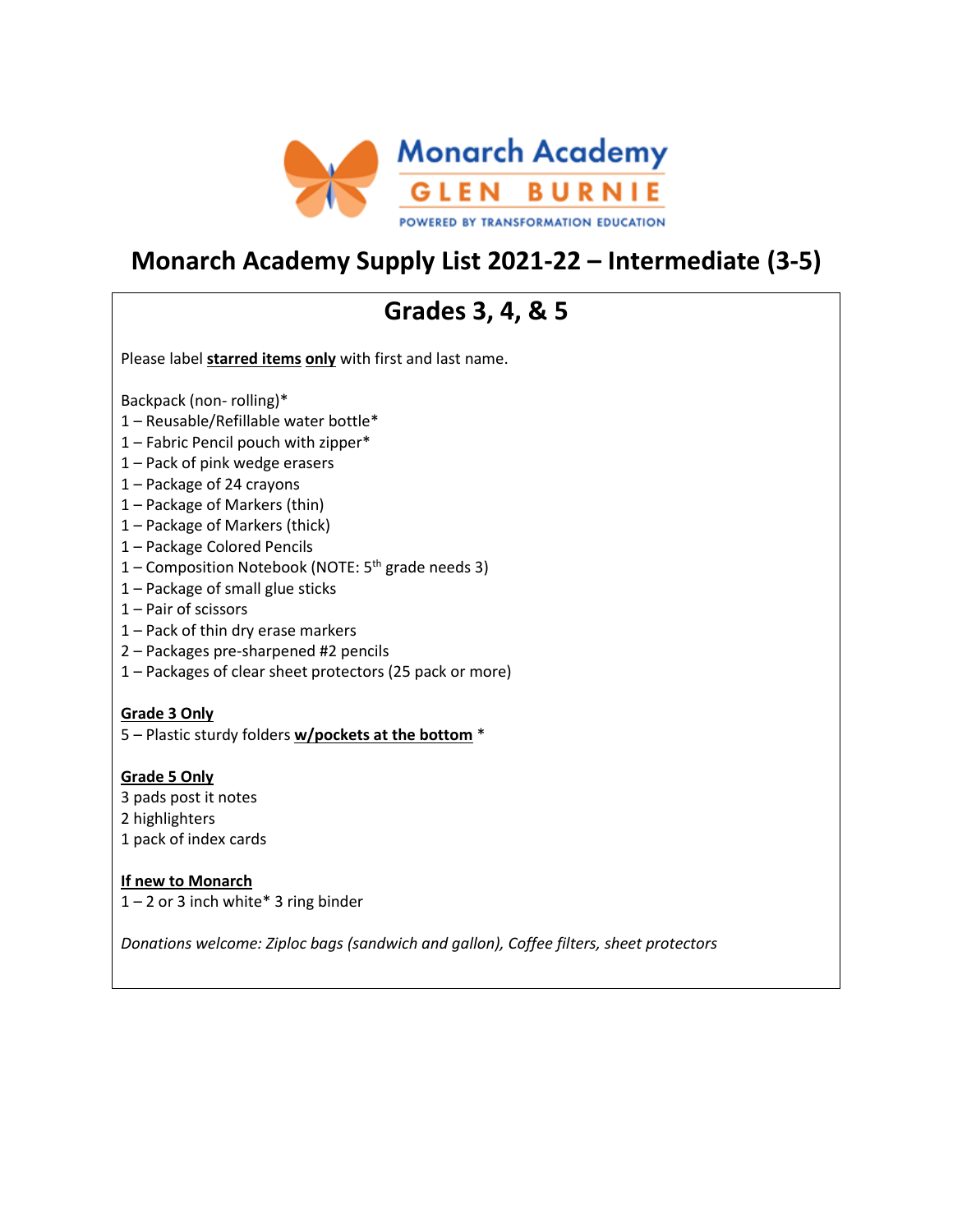Monarch Academy
GLEN BURNIE
POWERED BY TRANSFORMATION EDUCATION

# Monarch Academy Supply List 2021-22 – Intermediate (3-5)

## Grades 3, 4, & 5

Please label **starred items** **only** with first and last name.

Backpack (non- rolling)*
1 – Reusable/Refillable water bottle*
1 – Fabric Pencil pouch with zipper*
1 – Pack of pink wedge erasers
1 – Package of 24 crayons
1 – Package of Markers (thin)
1 – Package of Markers (thick)
1 – Package Colored Pencils
1 – Composition Notebook (NOTE: 5th grade needs 3)
1 – Package of small glue sticks
1 – Pair of scissors
1 – Pack of thin dry erase markers
2 – Packages pre-sharpened #2 pencils
1 – Packages of clear sheet protectors (25 pack or more)

**Grade 3 Only**
5 – Plastic sturdy folders **w/pockets at the bottom** *

**Grade 5 Only**
3 pads post it notes
2 highlighters
1 pack of index cards

**If new to Monarch**
1 – 2 or 3 inch white* 3 ring binder

*Donations welcome: Ziploc bags (sandwich and gallon), Coffee filters, sheet protectors*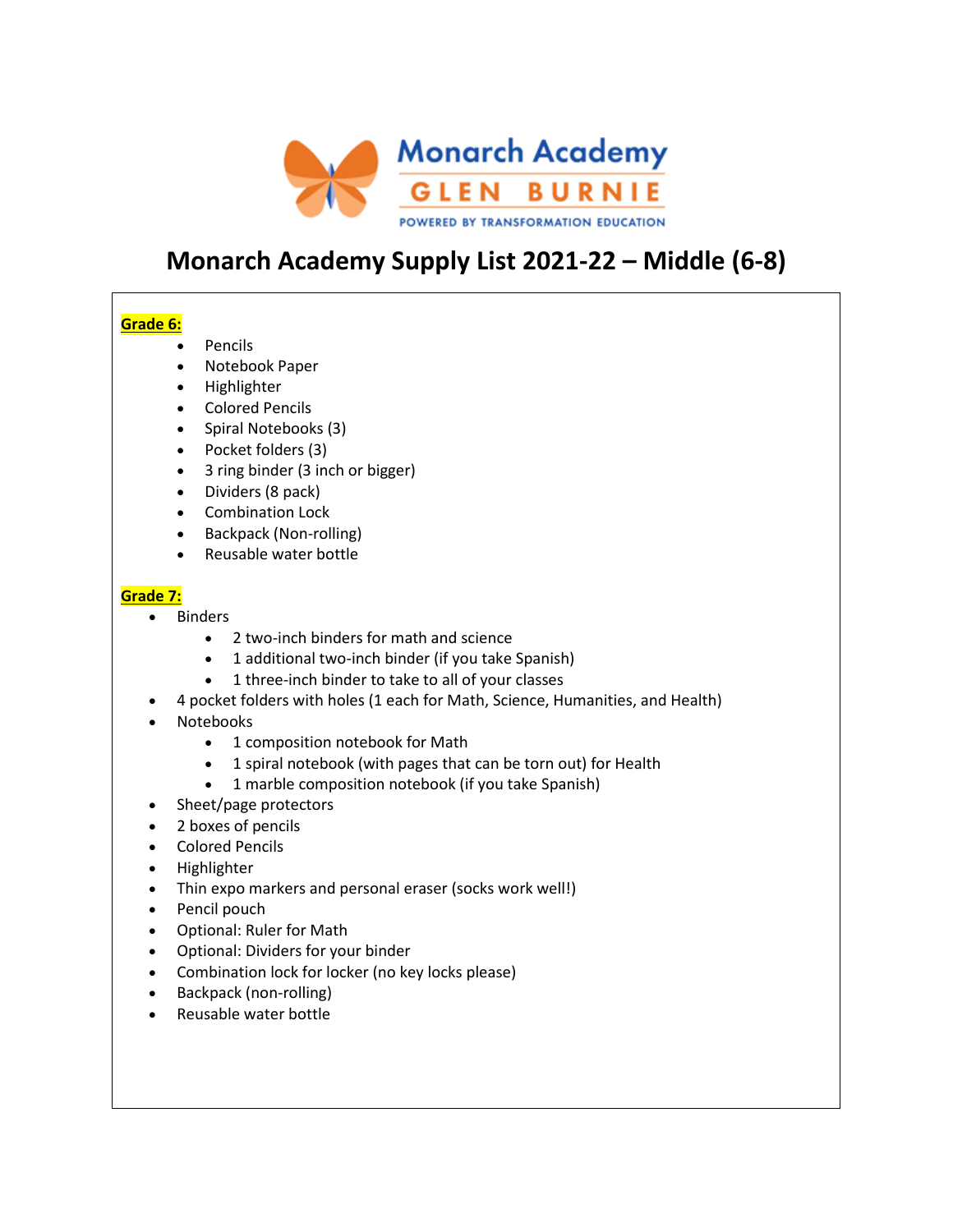Monarch Academy
GLEN BURNIE
POWERED BY TRANSFORMATION EDUCATION

# Monarch Academy Supply List 2021-22 – Middle (6-8)

**Grade 6:**

- Pencils
- Notebook Paper
- Highlighter
- Colored Pencils
- Spiral Notebooks (3)
- Pocket folders (3)
- 3 ring binder (3 inch or bigger)
- Dividers (8 pack)
- Combination Lock
- Backpack (Non-rolling)
- Reusable water bottle

**Grade 7:**

- Binders
    - 2 two-inch binders for math and science
    - 1 additional two-inch binder (if you take Spanish)
    - 1 three-inch binder to take to all of your classes
- 4 pocket folders with holes (1 each for Math, Science, Humanities, and Health)
- Notebooks
    - 1 composition notebook for Math
    - 1 spiral notebook (with pages that can be torn out) for Health
    - 1 marble composition notebook (if you take Spanish)
- Sheet/page protectors
- 2 boxes of pencils
- Colored Pencils
- Highlighter
- Thin expo markers and personal eraser (socks work well!)
- Pencil pouch
- Optional: Ruler for Math
- Optional: Dividers for your binder
- Combination lock for locker (no key locks please)
- Backpack (non-rolling)
- Reusable water bottle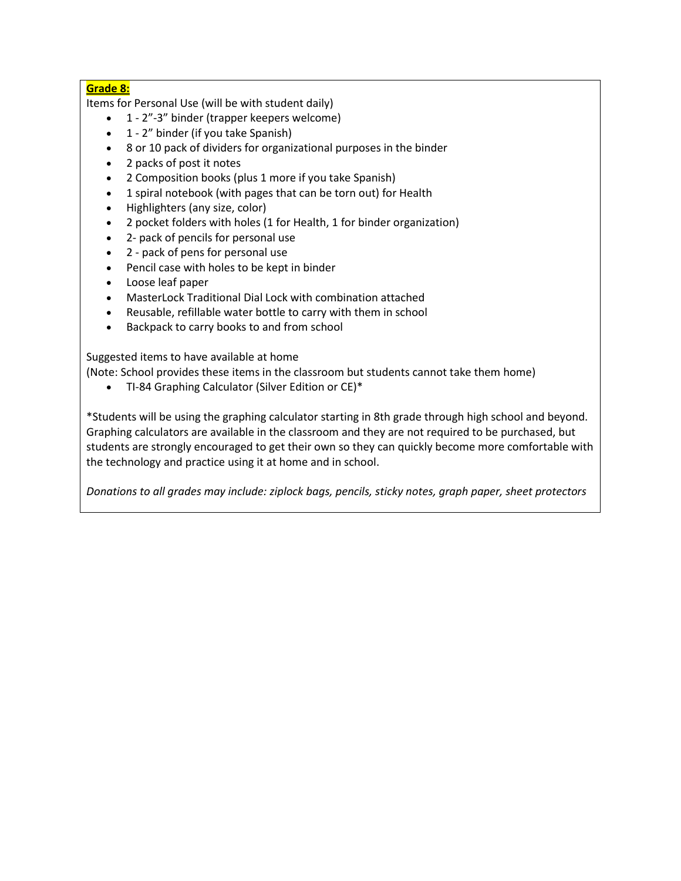**Grade 8:**

Items for Personal Use (will be with student daily)

- 1 - 2”-3” binder (trapper keepers welcome)
- 1 - 2” binder (if you take Spanish)
- 8 or 10 pack of dividers for organizational purposes in the binder
- 2 packs of post it notes
- 2 Composition books (plus 1 more if you take Spanish)
- 1 spiral notebook (with pages that can be torn out) for Health
- Highlighters (any size, color)
- 2 pocket folders with holes (1 for Health, 1 for binder organization)
- 2- pack of pencils for personal use
- 2 - pack of pens for personal use
- Pencil case with holes to be kept in binder
- Loose leaf paper
- MasterLock Traditional Dial Lock with combination attached
- Reusable, refillable water bottle to carry with them in school
- Backpack to carry books to and from school

Suggested items to have available at home
(Note: School provides these items in the classroom but students cannot take them home)

- TI-84 Graphing Calculator (Silver Edition or CE)*

*Students will be using the graphing calculator starting in 8th grade through high school and beyond. Graphing calculators are available in the classroom and they are not required to be purchased, but students are strongly encouraged to get their own so they can quickly become more comfortable with the technology and practice using it at home and in school.

*Donations to all grades may include: ziplock bags, pencils, sticky notes, graph paper, sheet protectors*